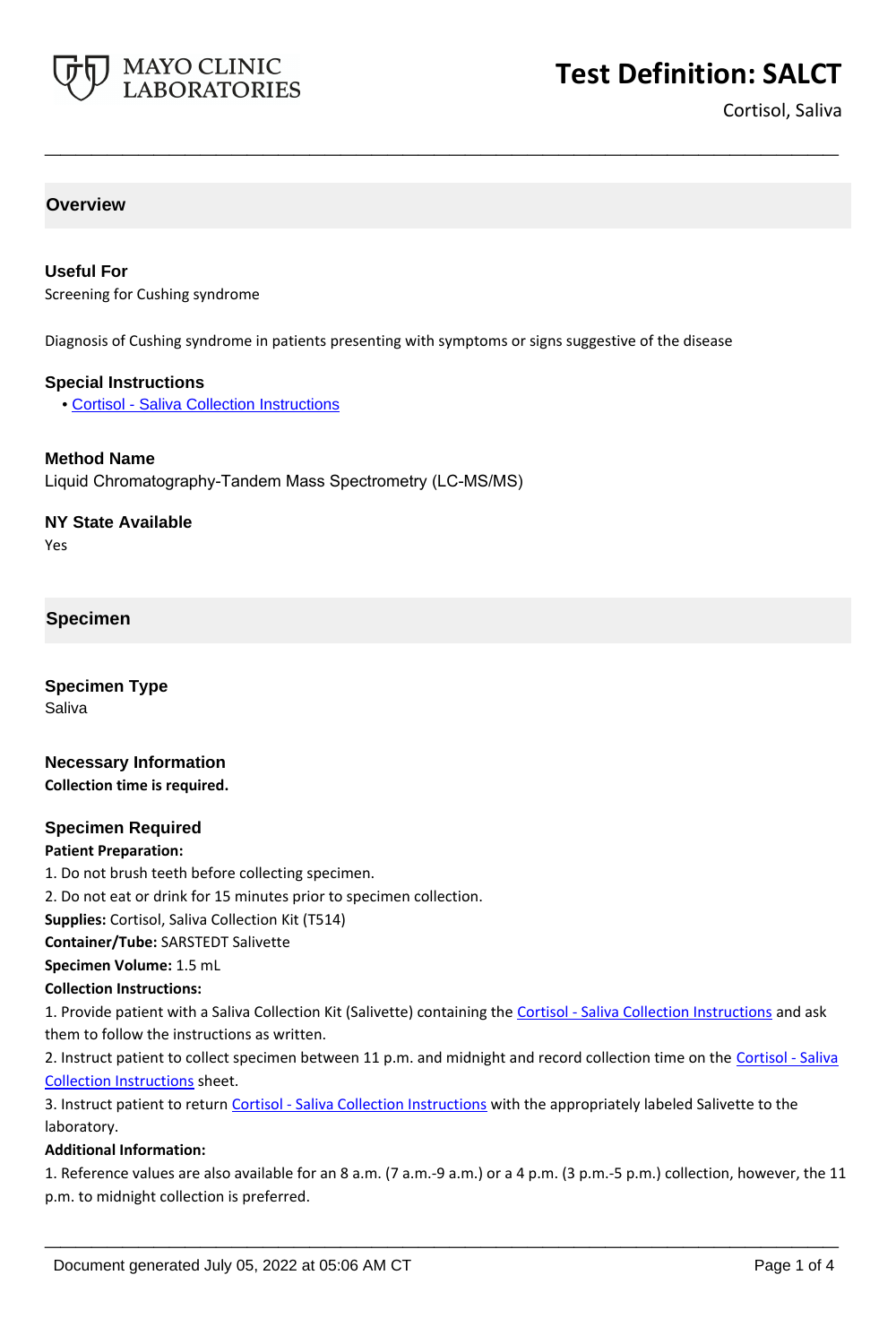# Test Definition: SALCT

Cortisol, Saliva

## Overview

### Useful For

Screening for Cushing syndrome

Diagnosis of Cushing syndrome in patients presenting with symptoms or signs suggestive of the disease

### Special Instructions

- Cortisol - Saliva Collection Instructions

### Method Name

Liquid Chromatography-Tandem Mass Spectrometry (LC-MS/MS)

### NY State Available

Yes

## Specimen

### Specimen Type

Saliva

### Necessary Information

**Collection time is required.**

### Specimen Required

**Patient Preparation:**

1. Do not brush teeth before collecting specimen.
2. Do not eat or drink for 15 minutes prior to specimen collection.

**Supplies:** Cortisol, Saliva Collection Kit (T514)

**Container/Tube:** SARSTEDT Salivette

**Specimen Volume:** 1.5 mL

**Collection Instructions:**

1. Provide patient with a Saliva Collection Kit (Salivette) containing the Cortisol - Saliva Collection Instructions and ask them to follow the instructions as written.
2. Instruct patient to collect specimen between 11 p.m. and midnight and record collection time on the Cortisol - Saliva Collection Instructions sheet.
3. Instruct patient to return Cortisol - Saliva Collection Instructions with the appropriately labeled Salivette to the laboratory.

**Additional Information:**

1. Reference values are also available for an 8 a.m. (7 a.m.-9 a.m.) or a 4 p.m. (3 p.m.-5 p.m.) collection, however, the 11 p.m. to midnight collection is preferred.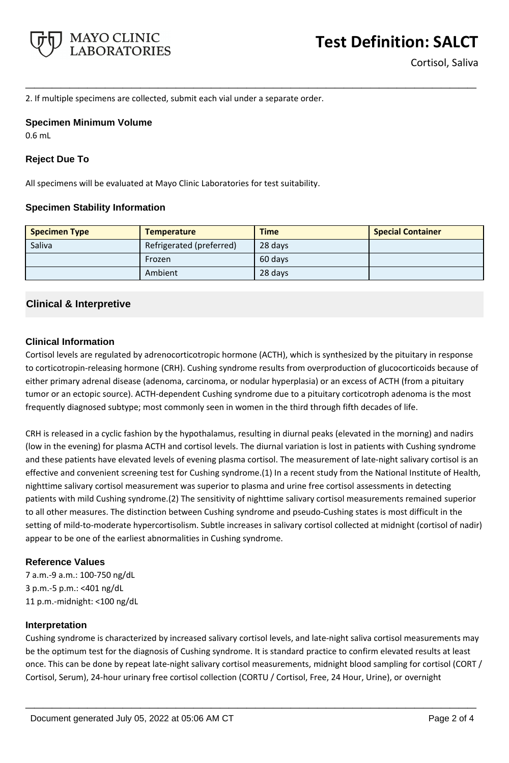2. If multiple specimens are collected, submit each vial under a separate order.

### Specimen Minimum Volume

0.6 mL

### Reject Due To

All specimens will be evaluated at Mayo Clinic Laboratories for test suitability.

### Specimen Stability Information

| Specimen Type | Temperature | Time | Special Container |
|---|---|---|---|
| Saliva | Refrigerated (preferred) | 28 days | |
| | Frozen | 60 days | |
| | Ambient | 28 days | |

## Clinical & Interpretive

### Clinical Information

Cortisol levels are regulated by adrenocorticotropic hormone (ACTH), which is synthesized by the pituitary in response to corticotropin-releasing hormone (CRH). Cushing syndrome results from overproduction of glucocorticoids because of either primary adrenal disease (adenoma, carcinoma, or nodular hyperplasia) or an excess of ACTH (from a pituitary tumor or an ectopic source). ACTH-dependent Cushing syndrome due to a pituitary corticotroph adenoma is the most frequently diagnosed subtype; most commonly seen in women in the third through fifth decades of life.

CRH is released in a cyclic fashion by the hypothalamus, resulting in diurnal peaks (elevated in the morning) and nadirs (low in the evening) for plasma ACTH and cortisol levels. The diurnal variation is lost in patients with Cushing syndrome and these patients have elevated levels of evening plasma cortisol. The measurement of late-night salivary cortisol is an effective and convenient screening test for Cushing syndrome.(1) In a recent study from the National Institute of Health, nighttime salivary cortisol measurement was superior to plasma and urine free cortisol assessments in detecting patients with mild Cushing syndrome.(2) The sensitivity of nighttime salivary cortisol measurements remained superior to all other measures. The distinction between Cushing syndrome and pseudo-Cushing states is most difficult in the setting of mild-to-moderate hypercortisolism. Subtle increases in salivary cortisol collected at midnight (cortisol of nadir) appear to be one of the earliest abnormalities in Cushing syndrome.

### Reference Values

7 a.m.-9 a.m.: 100-750 ng/dL
3 p.m.-5 p.m.: <401 ng/dL
11 p.m.-midnight: <100 ng/dL

### Interpretation

Cushing syndrome is characterized by increased salivary cortisol levels, and late-night saliva cortisol measurements may be the optimum test for the diagnosis of Cushing syndrome. It is standard practice to confirm elevated results at least once. This can be done by repeat late-night salivary cortisol measurements, midnight blood sampling for cortisol (CORT / Cortisol, Serum), 24-hour urinary free cortisol collection (CORTU / Cortisol, Free, 24 Hour, Urine), or overnight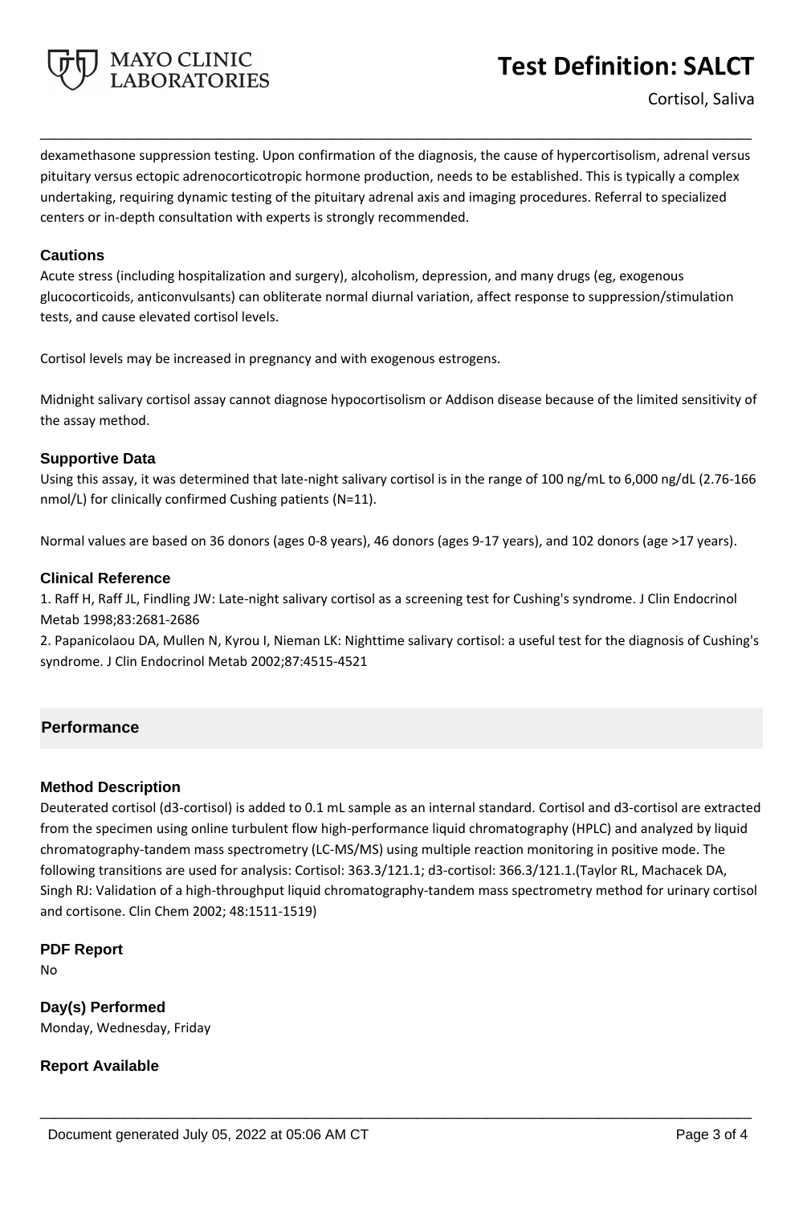dexamethasone suppression testing. Upon confirmation of the diagnosis, the cause of hypercortisolism, adrenal versus pituitary versus ectopic adrenocorticotropic hormone production, needs to be established. This is typically a complex undertaking, requiring dynamic testing of the pituitary adrenal axis and imaging procedures. Referral to specialized centers or in-depth consultation with experts is strongly recommended.

### Cautions

Acute stress (including hospitalization and surgery), alcoholism, depression, and many drugs (eg, exogenous glucocorticoids, anticonvulsants) can obliterate normal diurnal variation, affect response to suppression/stimulation tests, and cause elevated cortisol levels.

Cortisol levels may be increased in pregnancy and with exogenous estrogens.

Midnight salivary cortisol assay cannot diagnose hypocortisolism or Addison disease because of the limited sensitivity of the assay method.

### Supportive Data

Using this assay, it was determined that late-night salivary cortisol is in the range of 100 ng/mL to 6,000 ng/dL (2.76-166 nmol/L) for clinically confirmed Cushing patients (N=11).

Normal values are based on 36 donors (ages 0-8 years), 46 donors (ages 9-17 years), and 102 donors (age >17 years).

### Clinical Reference

1. Raff H, Raff JL, Findling JW: Late-night salivary cortisol as a screening test for Cushing's syndrome. J Clin Endocrinol Metab 1998;83:2681-2686
2. Papanicolaou DA, Mullen N, Kyrou I, Nieman LK: Nighttime salivary cortisol: a useful test for the diagnosis of Cushing's syndrome. J Clin Endocrinol Metab 2002;87:4515-4521

## Performance

### Method Description

Deuterated cortisol (d3-cortisol) is added to 0.1 mL sample as an internal standard. Cortisol and d3-cortisol are extracted from the specimen using online turbulent flow high-performance liquid chromatography (HPLC) and analyzed by liquid chromatography-tandem mass spectrometry (LC-MS/MS) using multiple reaction monitoring in positive mode. The following transitions are used for analysis: Cortisol: 363.3/121.1; d3-cortisol: 366.3/121.1.(Taylor RL, Machacek DA, Singh RJ: Validation of a high-throughput liquid chromatography-tandem mass spectrometry method for urinary cortisol and cortisone. Clin Chem 2002; 48:1511-1519)

### PDF Report

No

### Day(s) Performed

Monday, Wednesday, Friday

### Report Available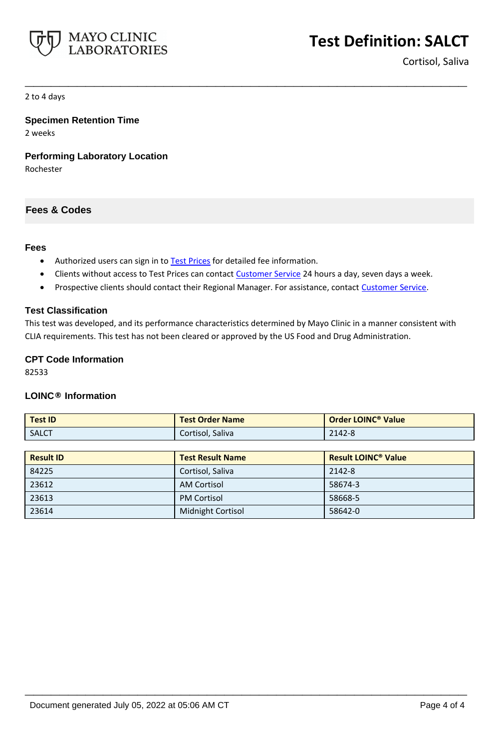2 to 4 days

**Specimen Retention Time**

2 weeks

**Performing Laboratory Location**

Rochester

## Fees & Codes

**Fees**

- Authorized users can sign in to Test Prices for detailed fee information.
- Clients without access to Test Prices can contact Customer Service 24 hours a day, seven days a week.
- Prospective clients should contact their Regional Manager. For assistance, contact Customer Service.

**Test Classification**

This test was developed, and its performance characteristics determined by Mayo Clinic in a manner consistent with CLIA requirements. This test has not been cleared or approved by the US Food and Drug Administration.

**CPT Code Information**

82533

**LOINC® Information**

| Test ID | Test Order Name | Order LOINC® Value |
| --- | --- | --- |
| SALCT | Cortisol, Saliva | 2142-8 |

| Result ID | Test Result Name | Result LOINC® Value |
| --- | --- | --- |
| 84225 | Cortisol, Saliva | 2142-8 |
| 23612 | AM Cortisol | 58674-3 |
| 23613 | PM Cortisol | 58668-5 |
| 23614 | Midnight Cortisol | 58642-0 |